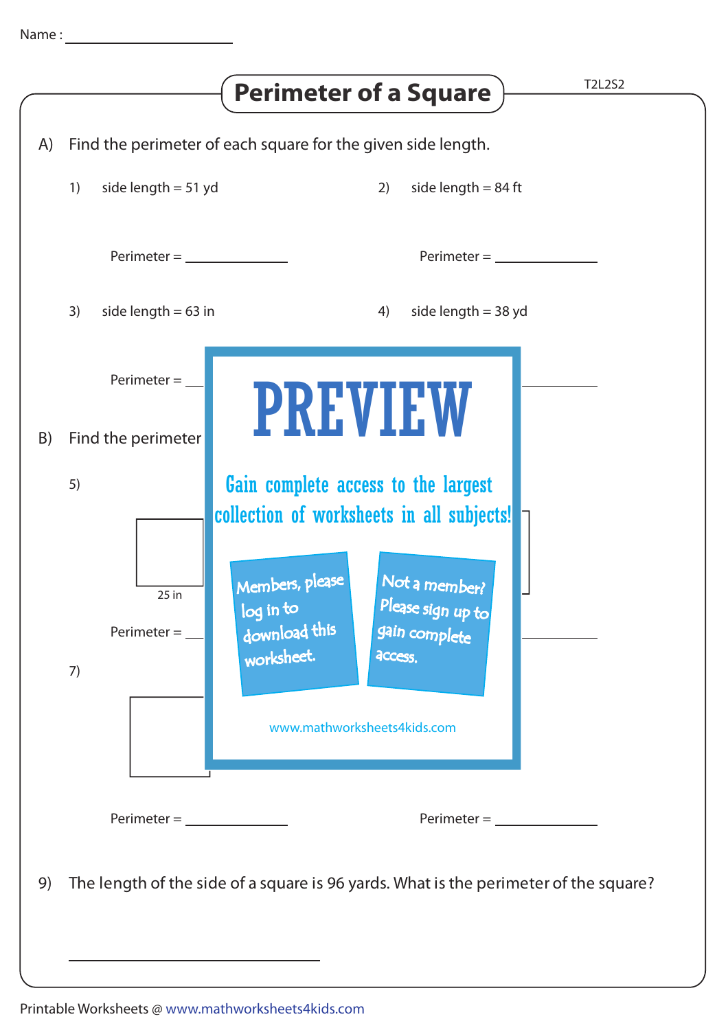Name : ____________________

# Perimeter of a Square

T2L2S2

A) Find the perimeter of each square for the given side length.

1) side length = 51 yd

Perimeter = ____________

2) side length = 84 ft

Perimeter = ____________

3) side length = 63 in

Perimeter = ____________

4) side length = 38 yd

Perimeter = ____________

B) Find the perimeter

5)

25 in

Perimeter = ____________

7)

Perimeter = ____________

Perimeter = ____________

PREVIEW

Gain complete access to the largest collection of worksheets in all subjects!

Members, please log in to download this worksheet.

Not a member? Please sign up to gain complete access.

www.mathworksheets4kids.com

9) The length of the side of a square is 96 yards. What is the perimeter of the square?

____________________

Printable Worksheets @ www.mathworksheets4kids.com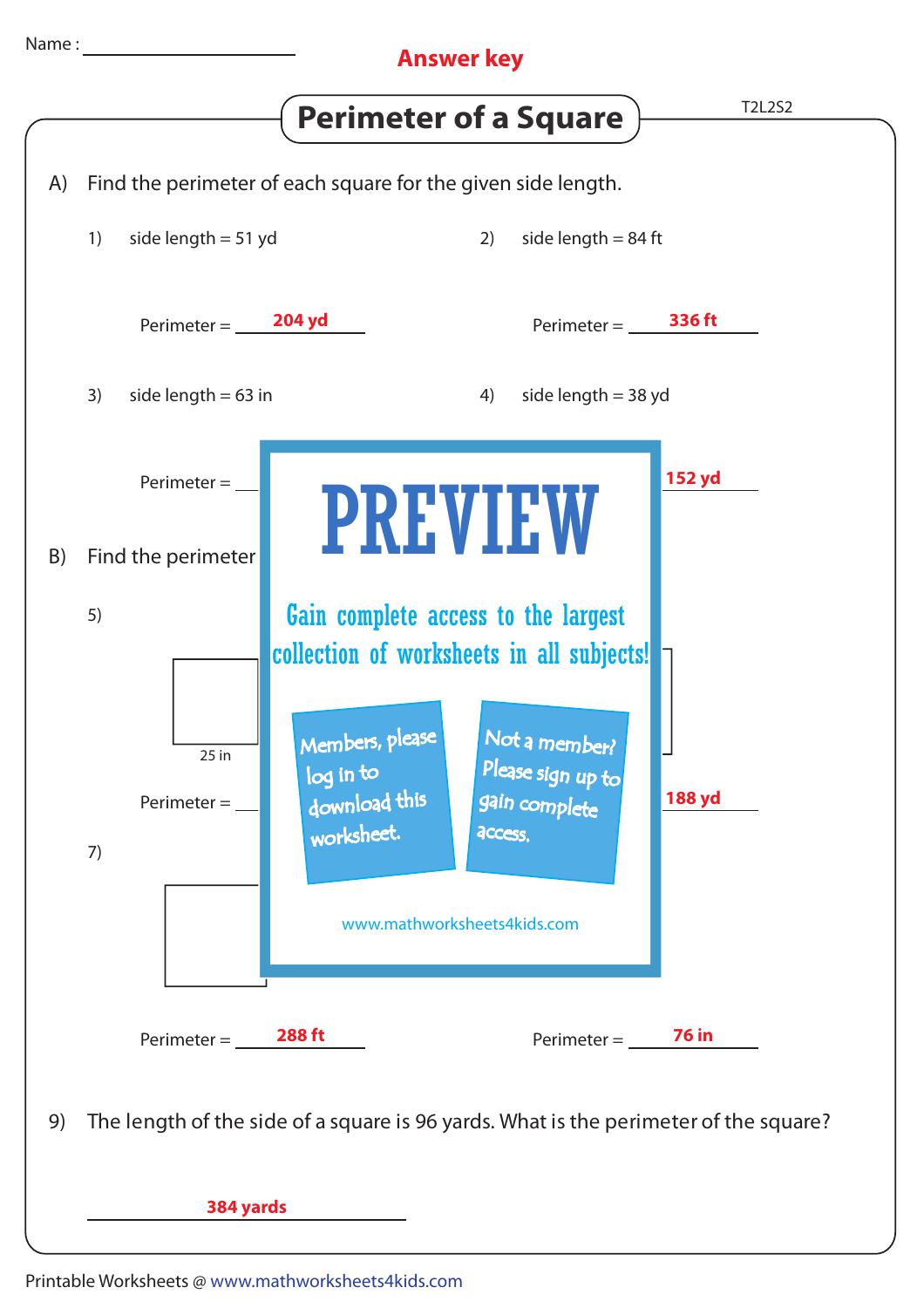Name : ____________________

**Answer key**

# Perimeter of a Square

T2L2S2

A) Find the perimeter of each square for the given side length.

1) side length = 51 yd

Perimeter = **204 yd**

2) side length = 84 ft

Perimeter = **336 ft**

3) side length = 63 in

Perimeter = ____

4) side length = 38 yd

Perimeter = **152 yd**

B) Find the perimeter

5)

25 in

Perimeter = ____

**188 yd**

7)

Perimeter = **288 ft**

Perimeter = **76 in**

PREVIEW

Gain complete access to the largest collection of worksheets in all subjects!

Members, please log in to download this worksheet.

Not a member? Please sign up to gain complete access.

www.mathworksheets4kids.com

9) The length of the side of a square is 96 yards. What is the perimeter of the square?

**384 yards**

Printable Worksheets @ www.mathworksheets4kids.com